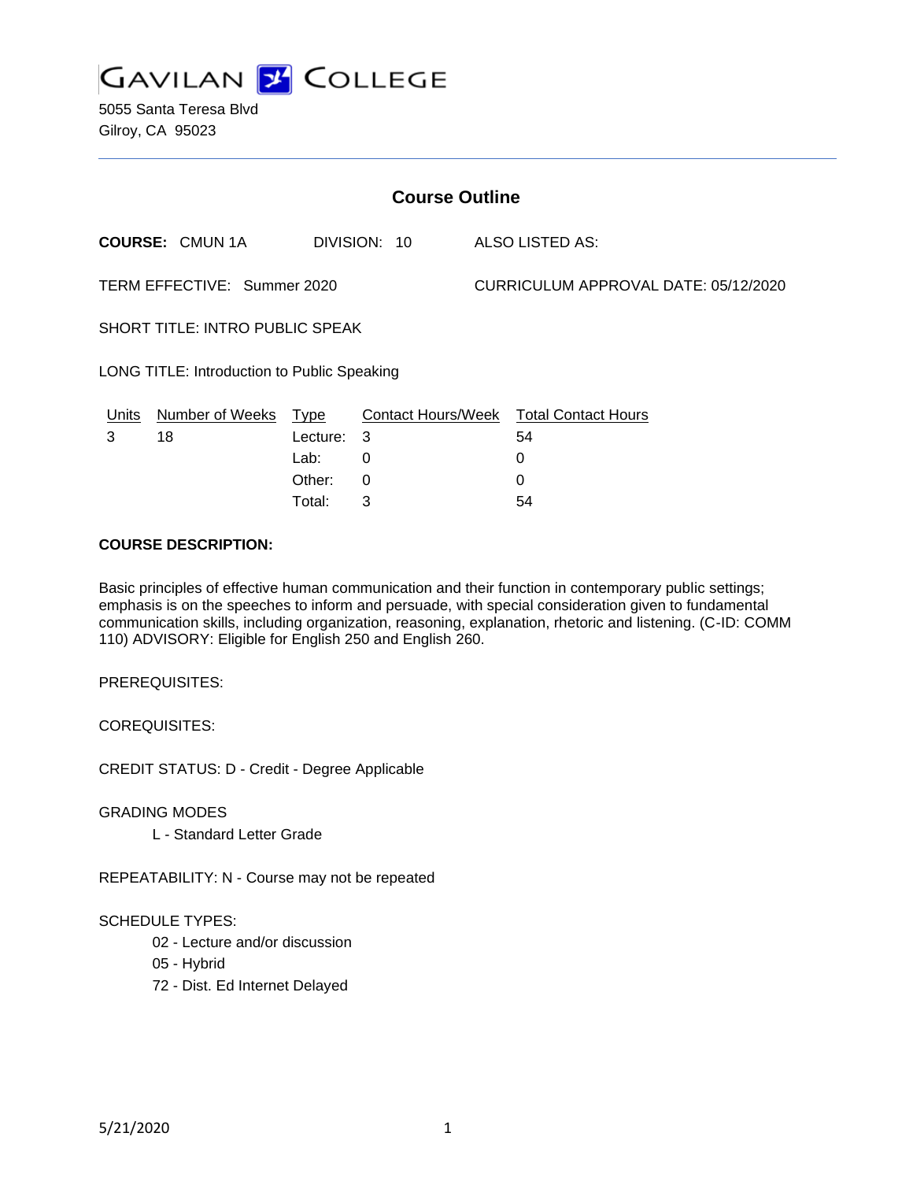# GAVILAN COLLEGE

5055 Santa Teresa Blvd
Gilroy, CA 95023

## Course Outline

**COURSE:** CMUN 1A DIVISION: 10 ALSO LISTED AS:

TERM EFFECTIVE: Summer 2020 CURRICULUM APPROVAL DATE: 05/12/2020

SHORT TITLE: INTRO PUBLIC SPEAK

LONG TITLE: Introduction to Public Speaking

| Units | Number of Weeks | Type | Contact Hours/Week | Total Contact Hours |
|---|---|---|---|---|
| 3 | 18 | Lecture: | 3 | 54 |
| | | Lab: | 0 | 0 |
| | | Other: | 0 | 0 |
| | | Total: | 3 | 54 |

**COURSE DESCRIPTION:**

Basic principles of effective human communication and their function in contemporary public settings; emphasis is on the speeches to inform and persuade, with special consideration given to fundamental communication skills, including organization, reasoning, explanation, rhetoric and listening. (C-ID: COMM 110) ADVISORY: Eligible for English 250 and English 260.

PREREQUISITES:

COREQUISITES:

CREDIT STATUS: D - Credit - Degree Applicable

GRADING MODES

- L - Standard Letter Grade

REPEATABILITY: N - Course may not be repeated

SCHEDULE TYPES:

- 02 - Lecture and/or discussion
- 05 - Hybrid
- 72 - Dist. Ed Internet Delayed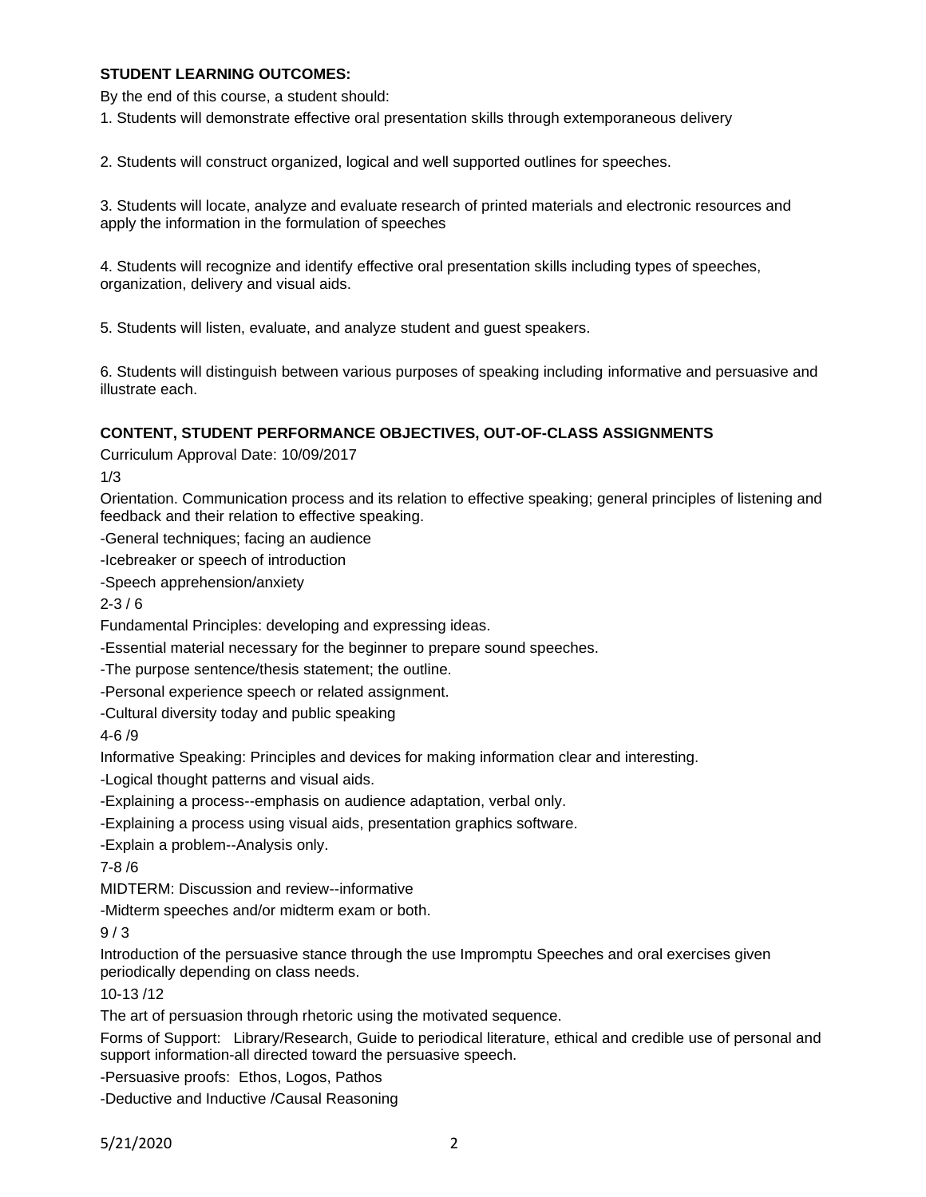**STUDENT LEARNING OUTCOMES:**

By the end of this course, a student should:

1. Students will demonstrate effective oral presentation skills through extemporaneous delivery

2. Students will construct organized, logical and well supported outlines for speeches.

3. Students will locate, analyze and evaluate research of printed materials and electronic resources and apply the information in the formulation of speeches

4. Students will recognize and identify effective oral presentation skills including types of speeches, organization, delivery and visual aids.

5. Students will listen, evaluate, and analyze student and guest speakers.

6. Students will distinguish between various purposes of speaking including informative and persuasive and illustrate each.

**CONTENT, STUDENT PERFORMANCE OBJECTIVES, OUT-OF-CLASS ASSIGNMENTS**

Curriculum Approval Date: 10/09/2017

1/3

Orientation. Communication process and its relation to effective speaking; general principles of listening and feedback and their relation to effective speaking.

-General techniques; facing an audience

-Icebreaker or speech of introduction

-Speech apprehension/anxiety

2-3 / 6

Fundamental Principles: developing and expressing ideas.

-Essential material necessary for the beginner to prepare sound speeches.

-The purpose sentence/thesis statement; the outline.

-Personal experience speech or related assignment.

-Cultural diversity today and public speaking

4-6 /9

Informative Speaking: Principles and devices for making information clear and interesting.

-Logical thought patterns and visual aids.

-Explaining a process--emphasis on audience adaptation, verbal only.

-Explaining a process using visual aids, presentation graphics software.

-Explain a problem--Analysis only.

7-8 /6

MIDTERM: Discussion and review--informative

-Midterm speeches and/or midterm exam or both.

9 / 3

Introduction of the persuasive stance through the use Impromptu Speeches and oral exercises given periodically depending on class needs.

10-13 /12

The art of persuasion through rhetoric using the motivated sequence.

Forms of Support: Library/Research, Guide to periodical literature, ethical and credible use of personal and support information-all directed toward the persuasive speech.

-Persuasive proofs: Ethos, Logos, Pathos

-Deductive and Inductive /Causal Reasoning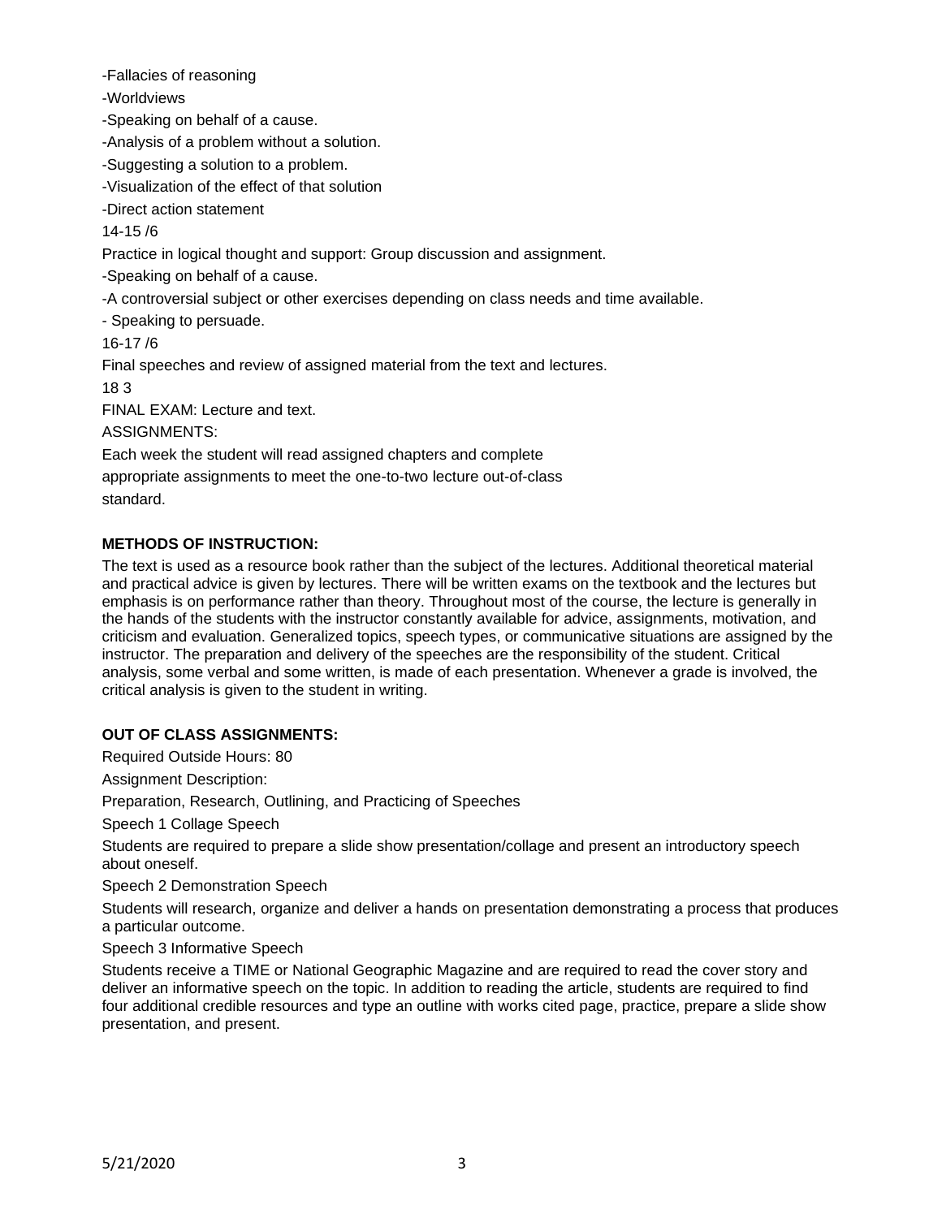-Fallacies of reasoning

-Worldviews

-Speaking on behalf of a cause.

-Analysis of a problem without a solution.

-Suggesting a solution to a problem.

-Visualization of the effect of that solution

-Direct action statement

14-15 /6

Practice in logical thought and support: Group discussion and assignment.

-Speaking on behalf of a cause.

-A controversial subject or other exercises depending on class needs and time available.

- Speaking to persuade.

16-17 /6

Final speeches and review of assigned material from the text and lectures.

18 3

FINAL EXAM: Lecture and text.

ASSIGNMENTS:

Each week the student will read assigned chapters and complete appropriate assignments to meet the one-to-two lecture out-of-class standard.

**METHODS OF INSTRUCTION:**

The text is used as a resource book rather than the subject of the lectures. Additional theoretical material and practical advice is given by lectures. There will be written exams on the textbook and the lectures but emphasis is on performance rather than theory. Throughout most of the course, the lecture is generally in the hands of the students with the instructor constantly available for advice, assignments, motivation, and criticism and evaluation. Generalized topics, speech types, or communicative situations are assigned by the instructor. The preparation and delivery of the speeches are the responsibility of the student. Critical analysis, some verbal and some written, is made of each presentation. Whenever a grade is involved, the critical analysis is given to the student in writing.

**OUT OF CLASS ASSIGNMENTS:**

Required Outside Hours: 80

Assignment Description:

Preparation, Research, Outlining, and Practicing of Speeches

Speech 1 Collage Speech

Students are required to prepare a slide show presentation/collage and present an introductory speech about oneself.

Speech 2 Demonstration Speech

Students will research, organize and deliver a hands on presentation demonstrating a process that produces a particular outcome.

Speech 3 Informative Speech

Students receive a TIME or National Geographic Magazine and are required to read the cover story and deliver an informative speech on the topic. In addition to reading the article, students are required to find four additional credible resources and type an outline with works cited page, practice, prepare a slide show presentation, and present.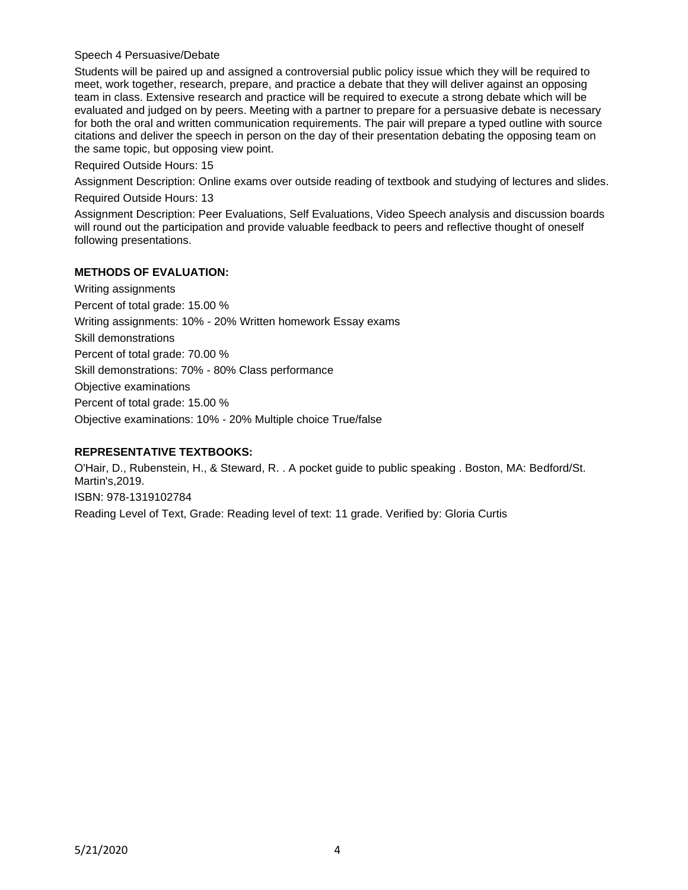Speech 4 Persuasive/Debate

Students will be paired up and assigned a controversial public policy issue which they will be required to meet, work together, research, prepare, and practice a debate that they will deliver against an opposing team in class. Extensive research and practice will be required to execute a strong debate which will be evaluated and judged on by peers. Meeting with a partner to prepare for a persuasive debate is necessary for both the oral and written communication requirements. The pair will prepare a typed outline with source citations and deliver the speech in person on the day of their presentation debating the opposing team on the same topic, but opposing view point.

Required Outside Hours: 15

Assignment Description: Online exams over outside reading of textbook and studying of lectures and slides.

Required Outside Hours: 13

Assignment Description: Peer Evaluations, Self Evaluations, Video Speech analysis and discussion boards will round out the participation and provide valuable feedback to peers and reflective thought of oneself following presentations.

**METHODS OF EVALUATION:**

Writing assignments

Percent of total grade: 15.00 %

Writing assignments: 10% - 20% Written homework Essay exams

Skill demonstrations

Percent of total grade: 70.00 %

Skill demonstrations: 70% - 80% Class performance

Objective examinations

Percent of total grade: 15.00 %

Objective examinations: 10% - 20% Multiple choice True/false

**REPRESENTATIVE TEXTBOOKS:**

O'Hair, D., Rubenstein, H., & Steward, R. . A pocket guide to public speaking . Boston, MA: Bedford/St. Martin's,2019.

ISBN: 978-1319102784

Reading Level of Text, Grade: Reading level of text: 11 grade. Verified by: Gloria Curtis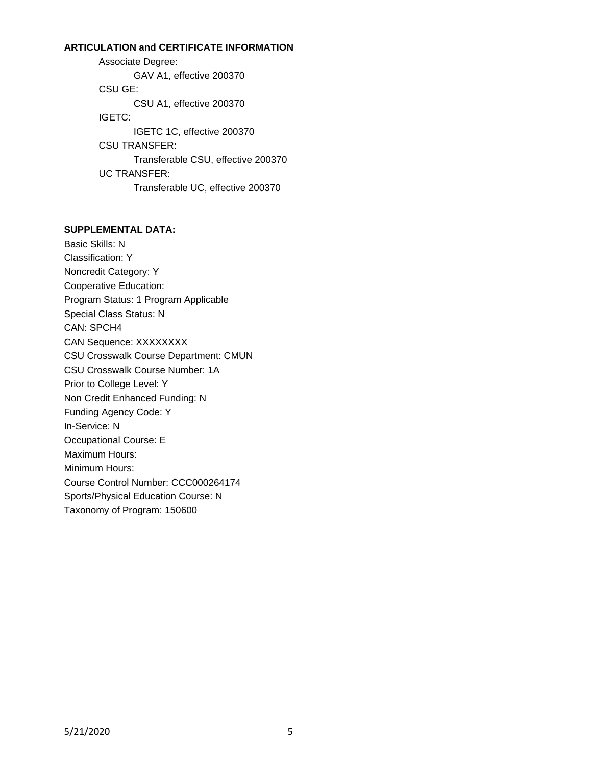**ARTICULATION and CERTIFICATE INFORMATION**

Associate Degree:

GAV A1, effective 200370

CSU GE:

CSU A1, effective 200370

IGETC:

IGETC 1C, effective 200370

CSU TRANSFER:

Transferable CSU, effective 200370

UC TRANSFER:

Transferable UC, effective 200370

**SUPPLEMENTAL DATA:**

Basic Skills: N
Classification: Y
Noncredit Category: Y
Cooperative Education:
Program Status: 1 Program Applicable
Special Class Status: N
CAN: SPCH4
CAN Sequence: XXXXXXXX
CSU Crosswalk Course Department: CMUN
CSU Crosswalk Course Number: 1A
Prior to College Level: Y
Non Credit Enhanced Funding: N
Funding Agency Code: Y
In-Service: N
Occupational Course: E
Maximum Hours:
Minimum Hours:
Course Control Number: CCC000264174
Sports/Physical Education Course: N
Taxonomy of Program: 150600